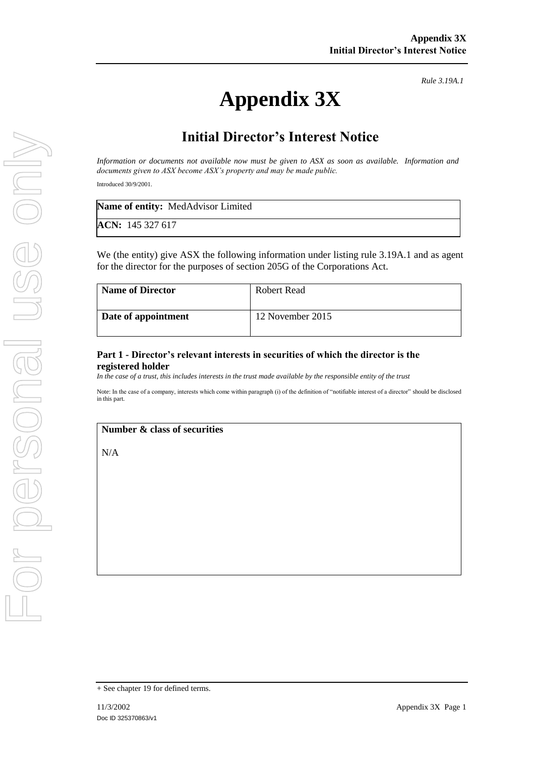*Rule 3.19A.1*

# Appendix 3X

## Initial Director's Interest Notice

*Information or documents not available now must be given to ASX as soon as available. Information and documents given to ASX become ASX's property and may be made public.*

Introduced 30/9/2001.

| **Name of entity:** MedAdvisor Limited |
|---|
| **ACN:** 145 327 617 |

We (the entity) give ASX the following information under listing rule 3.19A.1 and as agent for the director for the purposes of section 205G of the Corporations Act.

| **Name of Director** | Robert Read |
|---|---|
| **Date of appointment** | 12 November 2015 |

### Part 1 - Director's relevant interests in securities of which the director is the registered holder

*In the case of a trust, this includes interests in the trust made available by the responsible entity of the trust*

Note: In the case of a company, interests which come within paragraph (i) of the definition of "notifiable interest of a director" should be disclosed in this part.

| **Number & class of securities** |
|---|
| N/A |

+ See chapter 19 for defined terms.

11/3/2002

Doc ID 325370863/v1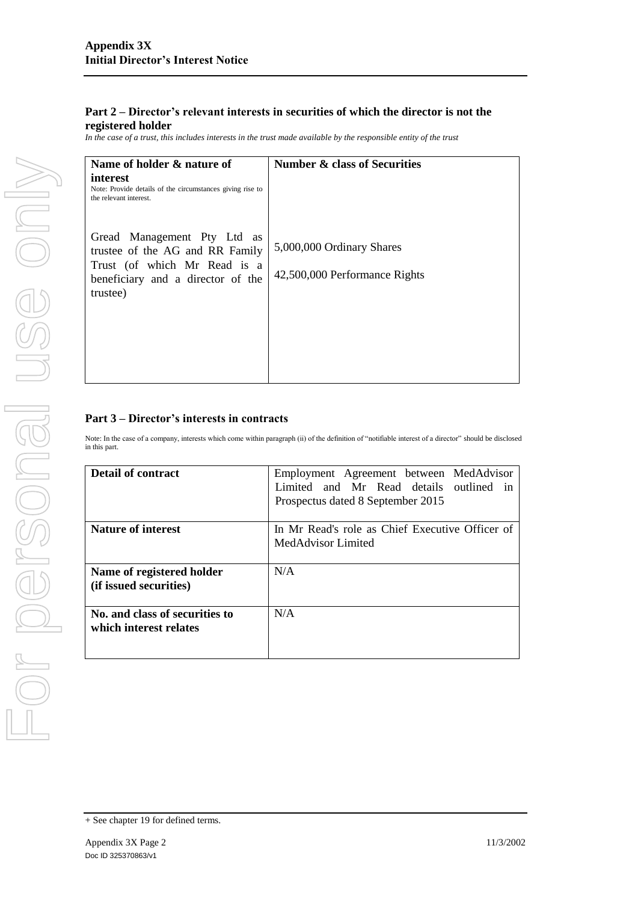## Part 2 – Director's relevant interests in securities of which the director is not the registered holder

*In the case of a trust, this includes interests in the trust made available by the responsible entity of the trust*

| Name of holder & nature of interest<br>Note: Provide details of the circumstances giving rise to the relevant interest. | Number & class of Securities |
|---|---|
| Gread Management Pty Ltd as trustee of the AG and RR Family Trust (of which Mr Read is a beneficiary and a director of the trustee) | 5,000,000 Ordinary Shares<br><br>42,500,000 Performance Rights |

## Part 3 – Director's interests in contracts

Note: In the case of a company, interests which come within paragraph (ii) of the definition of "notifiable interest of a director" should be disclosed in this part.

| | |
|---|---|
| **Detail of contract** | Employment Agreement between MedAdvisor Limited and Mr Read details outlined in Prospectus dated 8 September 2015 |
| **Nature of interest** | In Mr Read's role as Chief Executive Officer of MedAdvisor Limited |
| **Name of registered holder (if issued securities)** | N/A |
| **No. and class of securities to which interest relates** | N/A |

+ See chapter 19 for defined terms.

Doc ID 325370863/v1